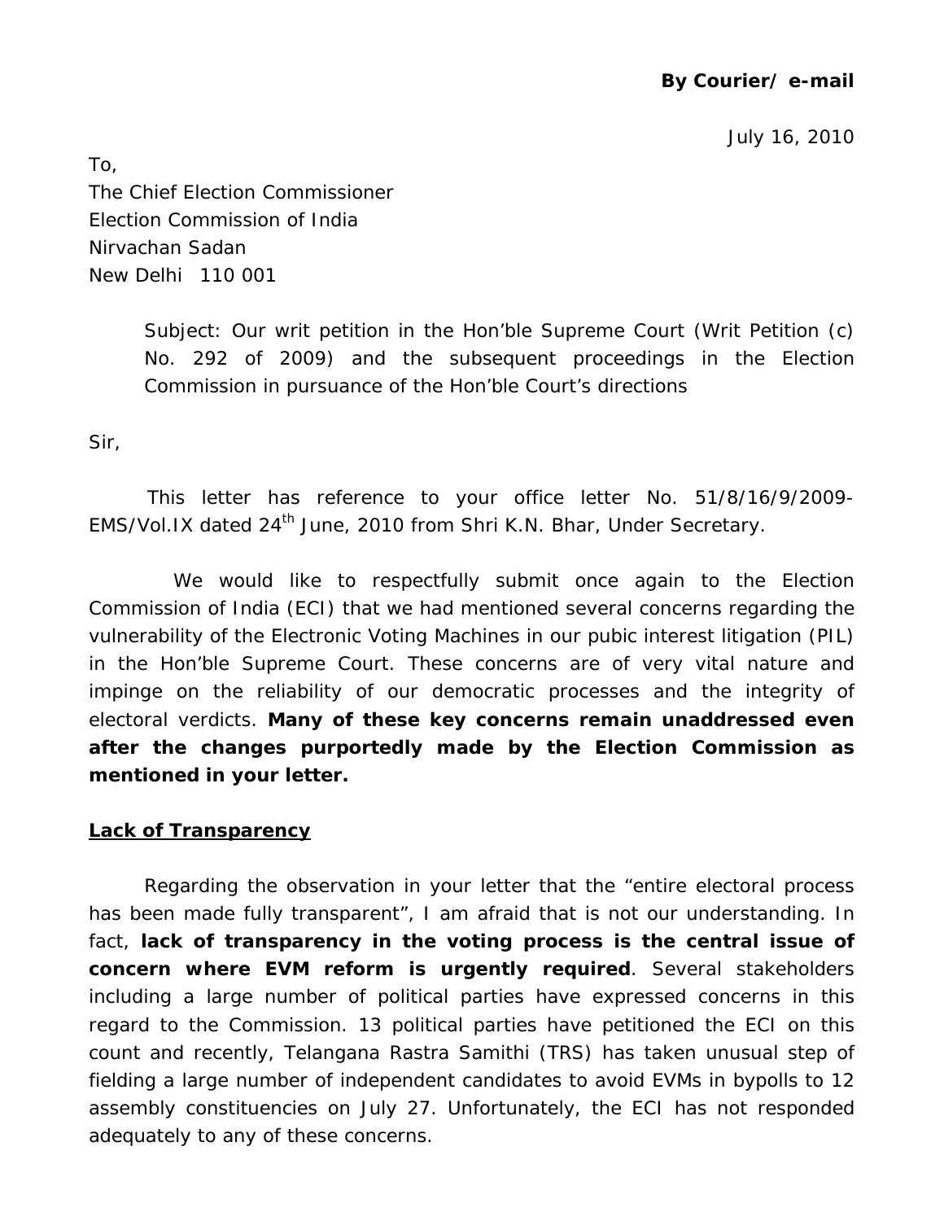**By Courier/ e-mail**

July 16, 2010

To,
The Chief Election Commissioner
Election Commission of India
Nirvachan Sadan
New Delhi 110 001

Subject: Our writ petition in the Hon'ble Supreme Court (Writ Petition (c) No. 292 of 2009) and the subsequent proceedings in the Election Commission in pursuance of the Hon'ble Court's directions

Sir,

This letter has reference to your office letter No. 51/8/16/9/2009-EMS/Vol.IX dated 24th June, 2010 from Shri K.N. Bhar, Under Secretary.

We would like to respectfully submit once again to the Election Commission of India (ECI) that we had mentioned several concerns regarding the vulnerability of the Electronic Voting Machines in our pubic interest litigation (PIL) in the Hon'ble Supreme Court. These concerns are of very vital nature and impinge on the reliability of our democratic processes and the integrity of electoral verdicts. **Many of these key concerns remain unaddressed even after the changes purportedly made by the Election Commission as mentioned in your letter.**

**Lack of Transparency**

Regarding the observation in your letter that the "entire electoral process has been made fully transparent", I am afraid that is not our understanding. In fact, **lack of transparency in the voting process is the central issue of concern where EVM reform is urgently required**. Several stakeholders including a large number of political parties have expressed concerns in this regard to the Commission. 13 political parties have petitioned the ECI on this count and recently, Telangana Rastra Samithi (TRS) has taken unusual step of fielding a large number of independent candidates to avoid EVMs in bypolls to 12 assembly constituencies on July 27. Unfortunately, the ECI has not responded adequately to any of these concerns.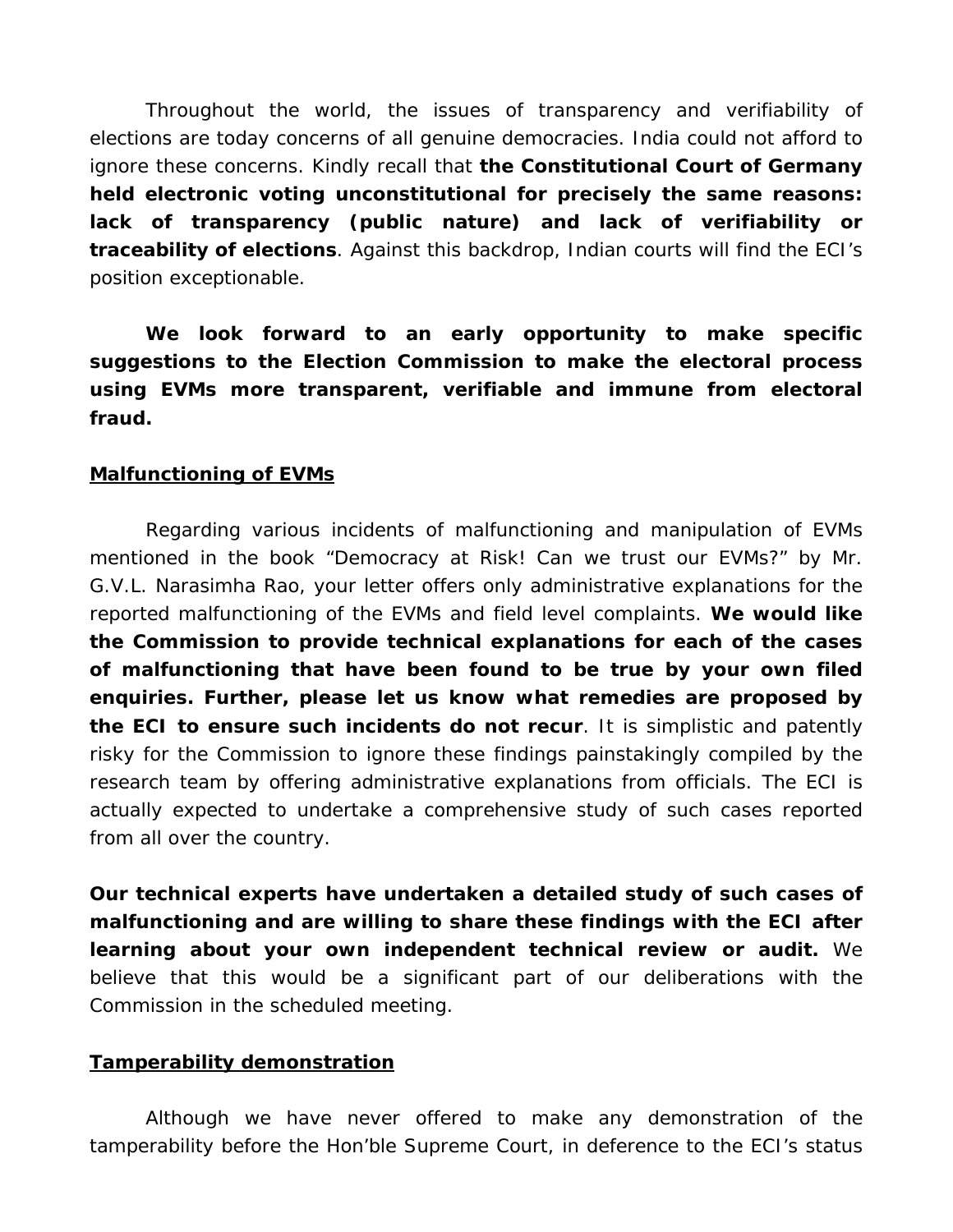Throughout the world, the issues of transparency and verifiability of elections are today concerns of all genuine democracies. India could not afford to ignore these concerns. Kindly recall that **the Constitutional Court of Germany held electronic voting unconstitutional for precisely the same reasons: lack of transparency (public nature) and lack of verifiability or traceability of elections**. Against this backdrop, Indian courts will find the ECI's position exceptionable.

**We look forward to an early opportunity to make specific suggestions to the Election Commission to make the electoral process using EVMs more transparent, verifiable and immune from electoral fraud.**

**Malfunctioning of EVMs**

Regarding various incidents of malfunctioning and manipulation of EVMs mentioned in the book "Democracy at Risk! Can we trust our EVMs?" by Mr. G.V.L. Narasimha Rao, your letter offers only administrative explanations for the reported malfunctioning of the EVMs and field level complaints. **We would like the Commission to provide technical explanations for each of the cases of malfunctioning that have been found to be true by your own filed enquiries. Further, please let us know what remedies are proposed by the ECI to ensure such incidents do not recur**. It is simplistic and patently risky for the Commission to ignore these findings painstakingly compiled by the research team by offering administrative explanations from officials. The ECI is actually expected to undertake a comprehensive study of such cases reported from all over the country.

**Our technical experts have undertaken a detailed study of such cases of malfunctioning and are willing to share these findings with the ECI after learning about your own independent technical review or audit.** We believe that this would be a significant part of our deliberations with the Commission in the scheduled meeting.

**Tamperability demonstration**

Although we have never offered to make any demonstration of the tamperability before the Hon'ble Supreme Court, in deference to the ECI's status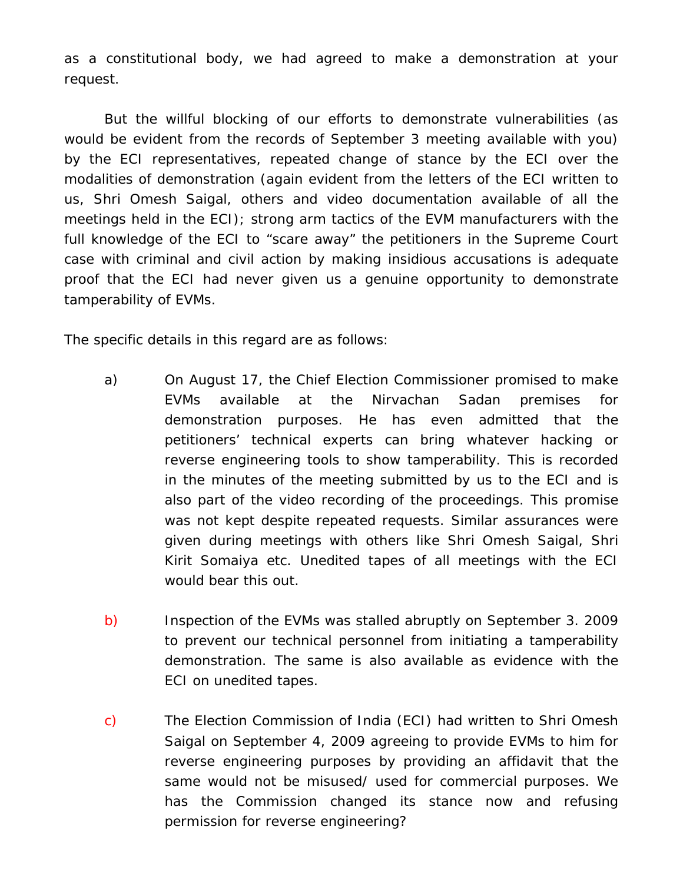as a constitutional body, we had agreed to make a demonstration at your request.

But the willful blocking of our efforts to demonstrate vulnerabilities (as would be evident from the records of September 3 meeting available with you) by the ECI representatives, repeated change of stance by the ECI over the modalities of demonstration (again evident from the letters of the ECI written to us, Shri Omesh Saigal, others and video documentation available of all the meetings held in the ECI); strong arm tactics of the EVM manufacturers with the full knowledge of the ECI to "scare away" the petitioners in the Supreme Court case with criminal and civil action by making insidious accusations is adequate proof that the ECI had never given us a genuine opportunity to demonstrate tamperability of EVMs.

The specific details in this regard are as follows:

a) On August 17, the Chief Election Commissioner promised to make EVMs available at the Nirvachan Sadan premises for demonstration purposes. He has even admitted that the petitioners' technical experts can bring whatever hacking or reverse engineering tools to show tamperability. This is recorded in the minutes of the meeting submitted by us to the ECI and is also part of the video recording of the proceedings. This promise was not kept despite repeated requests. Similar assurances were given during meetings with others like Shri Omesh Saigal, Shri Kirit Somaiya etc. Unedited tapes of all meetings with the ECI would bear this out.

b) Inspection of the EVMs was stalled abruptly on September 3. 2009 to prevent our technical personnel from initiating a tamperability demonstration. The same is also available as evidence with the ECI on unedited tapes.

c) The Election Commission of India (ECI) had written to Shri Omesh Saigal on September 4, 2009 agreeing to provide EVMs to him for reverse engineering purposes by providing an affidavit that the same would not be misused/ used for commercial purposes. We has the Commission changed its stance now and refusing permission for reverse engineering?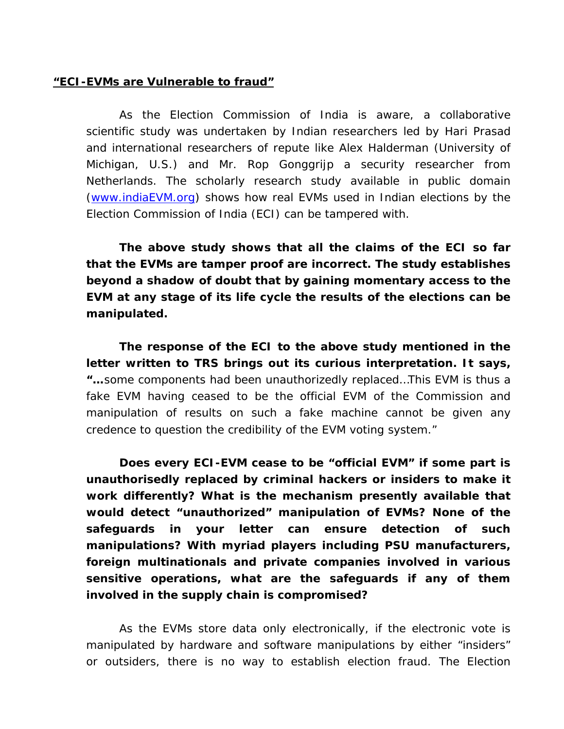**<u>"ECI-EVMs are Vulnerable to fraud"</u>**

As the Election Commission of India is aware, a collaborative scientific study was undertaken by Indian researchers led by Hari Prasad and international researchers of repute like Alex Halderman (University of Michigan, U.S.) and Mr. Rop Gonggrijp a security researcher from Netherlands. The scholarly research study available in public domain ([www.indiaEVM.org](http://www.indiaEVM.org)) shows how real EVMs used in Indian elections by the Election Commission of India (ECI) can be tampered with.

**The above study shows that all the claims of the ECI so far that the EVMs are tamper proof are incorrect. The study establishes beyond a shadow of doubt that by gaining momentary access to the EVM at any stage of its life cycle the results of the elections can be manipulated.**

**The response of the ECI to the above study mentioned in the letter written to TRS brings out its curious interpretation. It says, "…**some components had been unauthorizedly replaced…This EVM is thus a fake EVM having ceased to be the official EVM of the Commission and manipulation of results on such a fake machine cannot be given any credence to question the credibility of the EVM voting system."

**Does every ECI-EVM cease to be "official EVM" if some part is unauthorisedly replaced by criminal hackers or insiders to make it work differently? What is the mechanism presently available that would detect "unauthorized" manipulation of EVMs? None of the safeguards in your letter can ensure detection of such manipulations? With myriad players including PSU manufacturers, foreign multinationals and private companies involved in various sensitive operations, what are the safeguards if any of them involved in the supply chain is compromised?**

As the EVMs store data only electronically, if the electronic vote is manipulated by hardware and software manipulations by either "insiders" or outsiders, there is no way to establish election fraud. The Election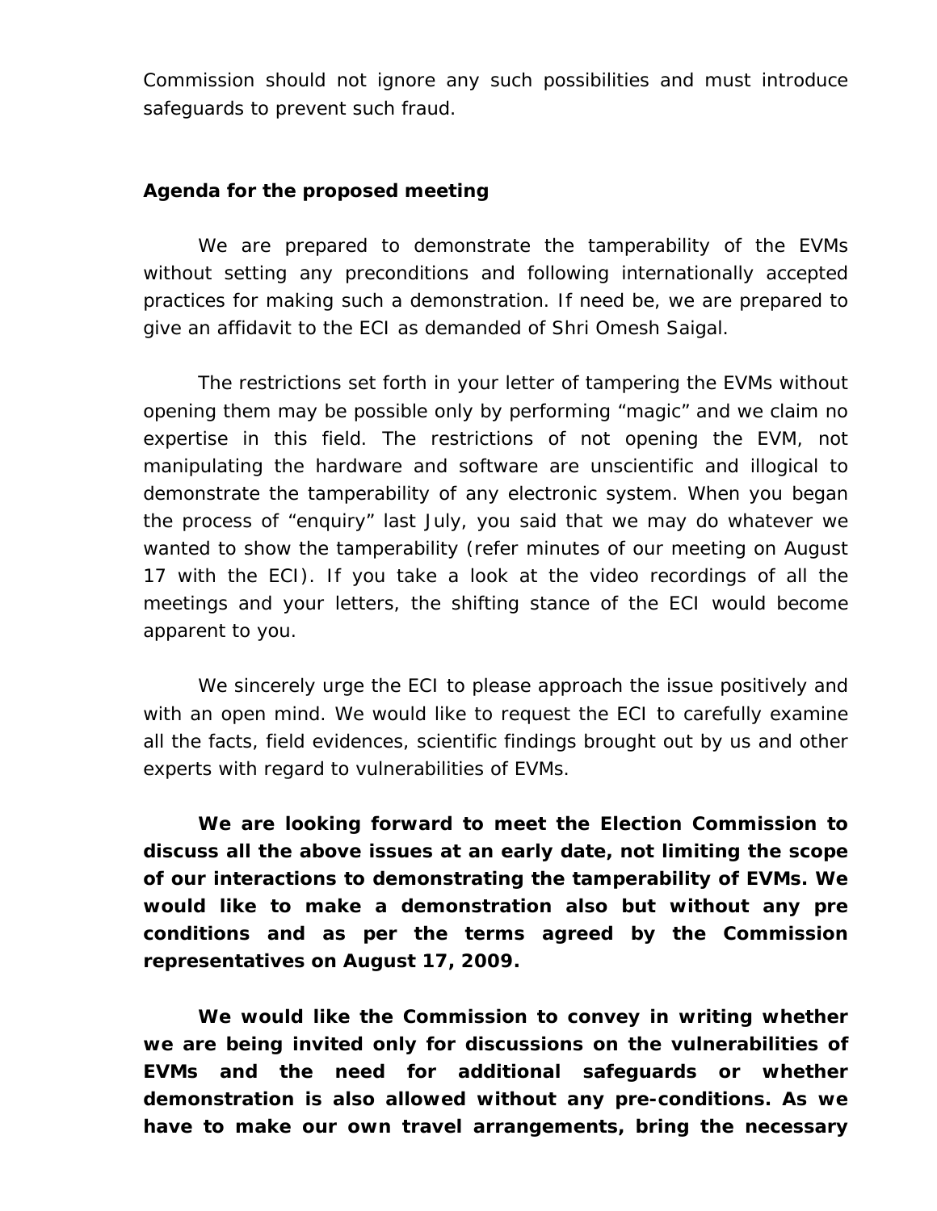Commission should not ignore any such possibilities and must introduce safeguards to prevent such fraud.

**Agenda for the proposed meeting**

We are prepared to demonstrate the tamperability of the EVMs without setting any preconditions and following internationally accepted practices for making such a demonstration. If need be, we are prepared to give an affidavit to the ECI as demanded of Shri Omesh Saigal.

The restrictions set forth in your letter of tampering the EVMs without opening them may be possible only by performing “magic” and we claim no expertise in this field. The restrictions of not opening the EVM, not manipulating the hardware and software are unscientific and illogical to demonstrate the tamperability of any electronic system. When you began the process of “enquiry” last July, you said that we may do whatever we wanted to show the tamperability (refer minutes of our meeting on August 17 with the ECI). If you take a look at the video recordings of all the meetings and your letters, the shifting stance of the ECI would become apparent to you.

We sincerely urge the ECI to please approach the issue positively and with an open mind. We would like to request the ECI to carefully examine all the facts, field evidences, scientific findings brought out by us and other experts with regard to vulnerabilities of EVMs.

**We are looking forward to meet the Election Commission to discuss all the above issues at an early date, not limiting the scope of our interactions to demonstrating the tamperability of EVMs. We would like to make a demonstration also but without any pre conditions and as per the terms agreed by the Commission representatives on August 17, 2009.**

**We would like the Commission to convey in writing whether we are being invited only for discussions on the vulnerabilities of EVMs and the need for additional safeguards or whether demonstration is also allowed without any pre-conditions. As we have to make our own travel arrangements, bring the necessary**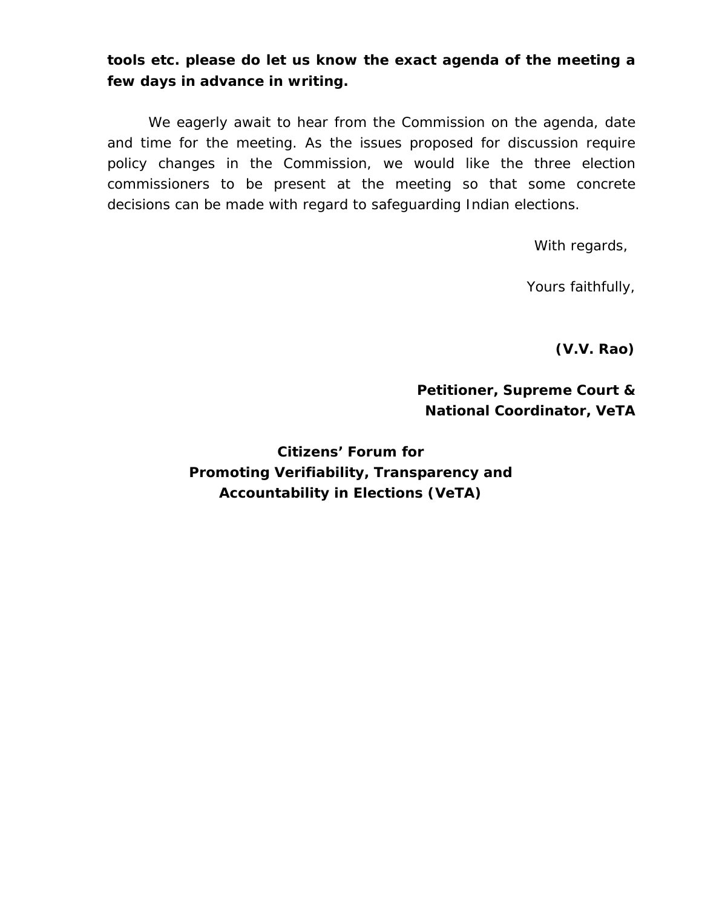**tools etc. please do let us know the exact agenda of the meeting a few days in advance in writing.**

We eagerly await to hear from the Commission on the agenda, date and time for the meeting. As the issues proposed for discussion require policy changes in the Commission, we would like the three election commissioners to be present at the meeting so that some concrete decisions can be made with regard to safeguarding Indian elections.

With regards,

Yours faithfully,

**(V.V. Rao)**

**Petitioner, Supreme Court &**
**National Coordinator, VeTA**

**Citizens' Forum for**
**Promoting Verifiability, Transparency and**
**Accountability in Elections (VeTA)**